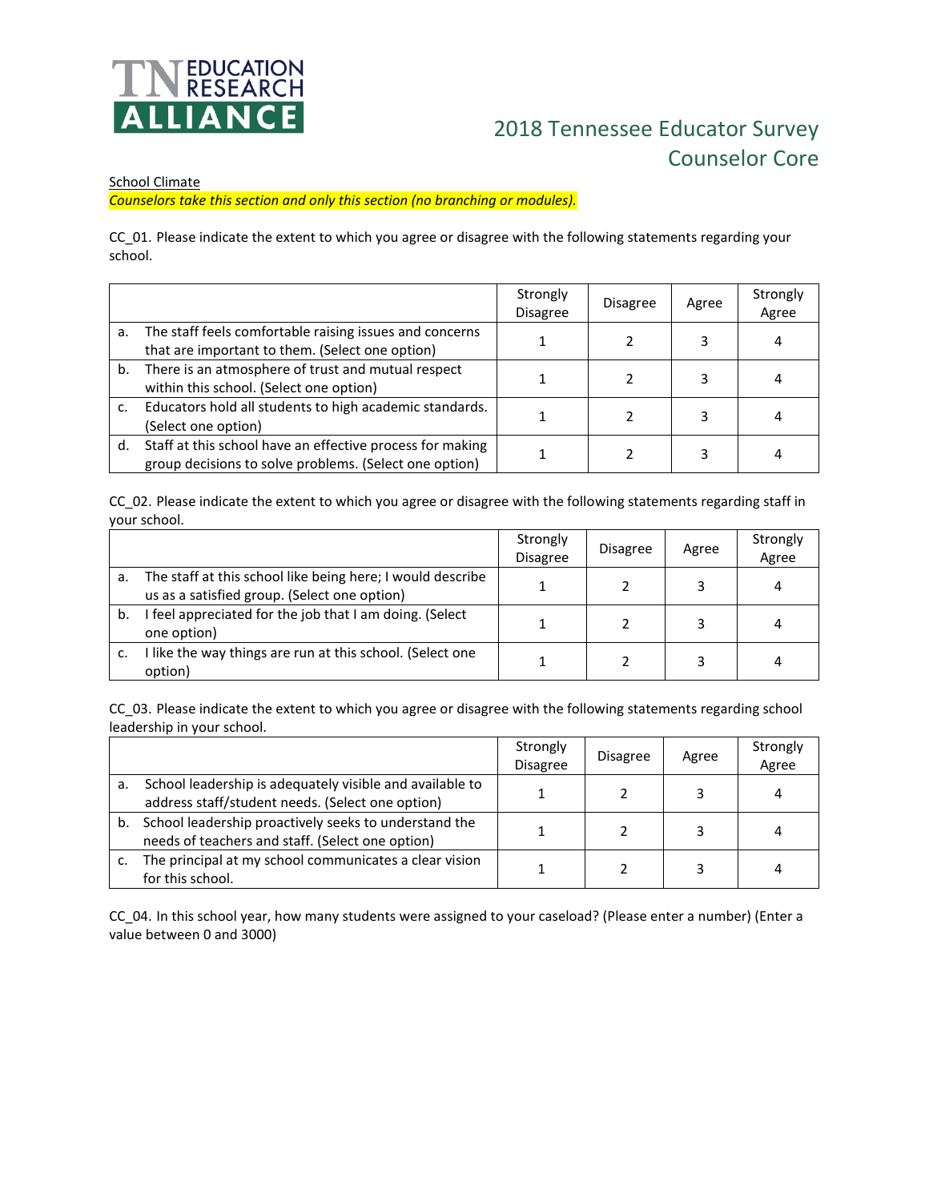TN EDUCATION RESEARCH ALLIANCE

# 2018 Tennessee Educator Survey
## Counselor Core

School Climate

*Counselors take this section and only this section (no branching or modules).*

CC_01. Please indicate the extent to which you agree or disagree with the following statements regarding your school.

| | Strongly Disagree | Disagree | Agree | Strongly Agree |
|---|---|---|---|---|
| a. The staff feels comfortable raising issues and concerns that are important to them. (Select one option) | 1 | 2 | 3 | 4 |
| b. There is an atmosphere of trust and mutual respect within this school. (Select one option) | 1 | 2 | 3 | 4 |
| c. Educators hold all students to high academic standards. (Select one option) | 1 | 2 | 3 | 4 |
| d. Staff at this school have an effective process for making group decisions to solve problems. (Select one option) | 1 | 2 | 3 | 4 |

CC_02. Please indicate the extent to which you agree or disagree with the following statements regarding staff in your school.

| | Strongly Disagree | Disagree | Agree | Strongly Agree |
|---|---|---|---|---|
| a. The staff at this school like being here; I would describe us as a satisfied group. (Select one option) | 1 | 2 | 3 | 4 |
| b. I feel appreciated for the job that I am doing. (Select one option) | 1 | 2 | 3 | 4 |
| c. I like the way things are run at this school. (Select one option) | 1 | 2 | 3 | 4 |

CC_03. Please indicate the extent to which you agree or disagree with the following statements regarding school leadership in your school.

| | Strongly Disagree | Disagree | Agree | Strongly Agree |
|---|---|---|---|---|
| a. School leadership is adequately visible and available to address staff/student needs. (Select one option) | 1 | 2 | 3 | 4 |
| b. School leadership proactively seeks to understand the needs of teachers and staff. (Select one option) | 1 | 2 | 3 | 4 |
| c. The principal at my school communicates a clear vision for this school. | 1 | 2 | 3 | 4 |

CC_04. In this school year, how many students were assigned to your caseload? (Please enter a number) (Enter a value between 0 and 3000)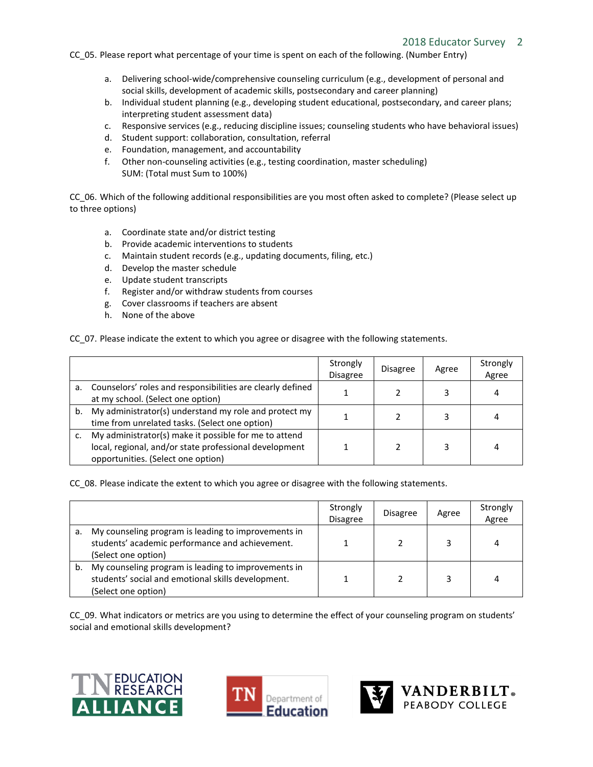CC_05. Please report what percentage of your time is spent on each of the following. (Number Entry)

a. Delivering school-wide/comprehensive counseling curriculum (e.g., development of personal and social skills, development of academic skills, postsecondary and career planning)
b. Individual student planning (e.g., developing student educational, postsecondary, and career plans; interpreting student assessment data)
c. Responsive services (e.g., reducing discipline issues; counseling students who have behavioral issues)
d. Student support: collaboration, consultation, referral
e. Foundation, management, and accountability
f. Other non-counseling activities (e.g., testing coordination, master scheduling)
SUM: (Total must Sum to 100%)

CC_06. Which of the following additional responsibilities are you most often asked to complete? (Please select up to three options)

a. Coordinate state and/or district testing
b. Provide academic interventions to students
c. Maintain student records (e.g., updating documents, filing, etc.)
d. Develop the master schedule
e. Update student transcripts
f. Register and/or withdraw students from courses
g. Cover classrooms if teachers are absent
h. None of the above

CC_07. Please indicate the extent to which you agree or disagree with the following statements.

| | Strongly Disagree | Disagree | Agree | Strongly Agree |
|---|---|---|---|---|
| a. Counselors' roles and responsibilities are clearly defined at my school. (Select one option) | 1 | 2 | 3 | 4 |
| b. My administrator(s) understand my role and protect my time from unrelated tasks. (Select one option) | 1 | 2 | 3 | 4 |
| c. My administrator(s) make it possible for me to attend local, regional, and/or state professional development opportunities. (Select one option) | 1 | 2 | 3 | 4 |

CC_08. Please indicate the extent to which you agree or disagree with the following statements.

| | Strongly Disagree | Disagree | Agree | Strongly Agree |
|---|---|---|---|---|
| a. My counseling program is leading to improvements in students' academic performance and achievement. (Select one option) | 1 | 2 | 3 | 4 |
| b. My counseling program is leading to improvements in students' social and emotional skills development. (Select one option) | 1 | 2 | 3 | 4 |

CC_09. What indicators or metrics are you using to determine the effect of your counseling program on students' social and emotional skills development?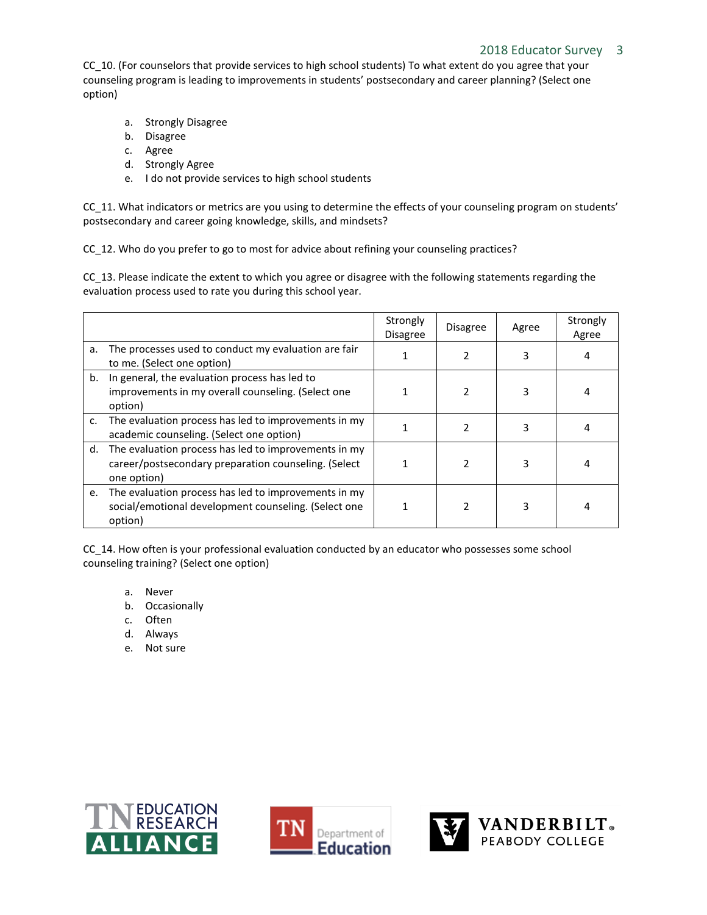CC_10. (For counselors that provide services to high school students) To what extent do you agree that your counseling program is leading to improvements in students' postsecondary and career planning? (Select one option)

a. Strongly Disagree
b. Disagree
c. Agree
d. Strongly Agree
e. I do not provide services to high school students

CC_11. What indicators or metrics are you using to determine the effects of your counseling program on students' postsecondary and career going knowledge, skills, and mindsets?

CC_12. Who do you prefer to go to most for advice about refining your counseling practices?

CC_13. Please indicate the extent to which you agree or disagree with the following statements regarding the evaluation process used to rate you during this school year.

| | Strongly Disagree | Disagree | Agree | Strongly Agree |
|---|---|---|---|---|
| a. The processes used to conduct my evaluation are fair to me. (Select one option) | 1 | 2 | 3 | 4 |
| b. In general, the evaluation process has led to improvements in my overall counseling. (Select one option) | 1 | 2 | 3 | 4 |
| c. The evaluation process has led to improvements in my academic counseling. (Select one option) | 1 | 2 | 3 | 4 |
| d. The evaluation process has led to improvements in my career/postsecondary preparation counseling. (Select one option) | 1 | 2 | 3 | 4 |
| e. The evaluation process has led to improvements in my social/emotional development counseling. (Select one option) | 1 | 2 | 3 | 4 |

CC_14. How often is your professional evaluation conducted by an educator who possesses some school counseling training? (Select one option)

a. Never
b. Occasionally
c. Often
d. Always
e. Not sure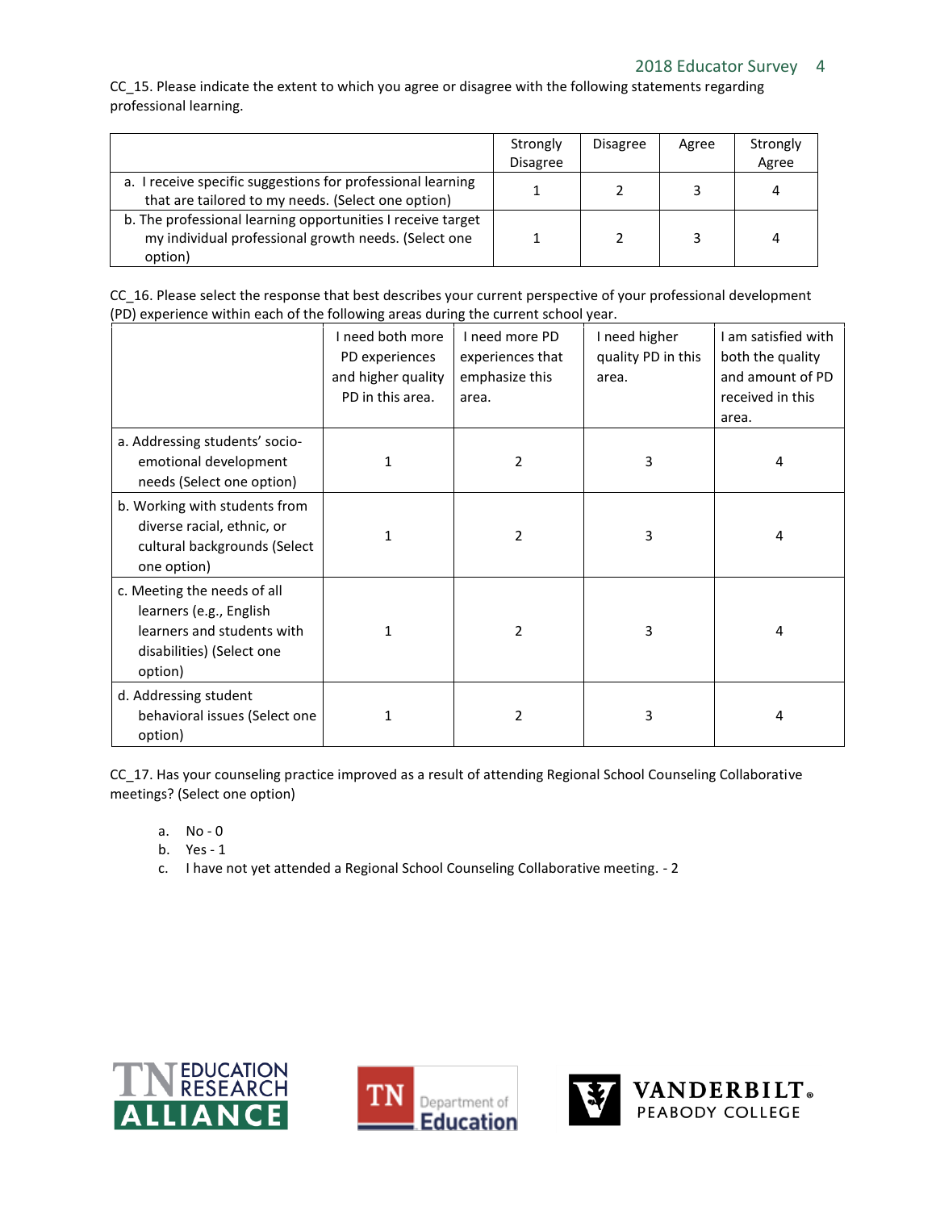CC_15. Please indicate the extent to which you agree or disagree with the following statements regarding professional learning.

| | Strongly Disagree | Disagree | Agree | Strongly Agree |
|---|---|---|---|---|
| a. I receive specific suggestions for professional learning that are tailored to my needs. (Select one option) | 1 | 2 | 3 | 4 |
| b. The professional learning opportunities I receive target my individual professional growth needs. (Select one option) | 1 | 2 | 3 | 4 |

CC_16. Please select the response that best describes your current perspective of your professional development (PD) experience within each of the following areas during the current school year.

| | I need both more PD experiences and higher quality PD in this area. | I need more PD experiences that emphasize this area. | I need higher quality PD in this area. | I am satisfied with both the quality and amount of PD received in this area. |
|---|---|---|---|---|
| a. Addressing students' socio-emotional development needs (Select one option) | 1 | 2 | 3 | 4 |
| b. Working with students from diverse racial, ethnic, or cultural backgrounds (Select one option) | 1 | 2 | 3 | 4 |
| c. Meeting the needs of all learners (e.g., English learners and students with disabilities) (Select one option) | 1 | 2 | 3 | 4 |
| d. Addressing student behavioral issues (Select one option) | 1 | 2 | 3 | 4 |

CC_17. Has your counseling practice improved as a result of attending Regional School Counseling Collaborative meetings? (Select one option)

a. No - 0
b. Yes - 1
c. I have not yet attended a Regional School Counseling Collaborative meeting. - 2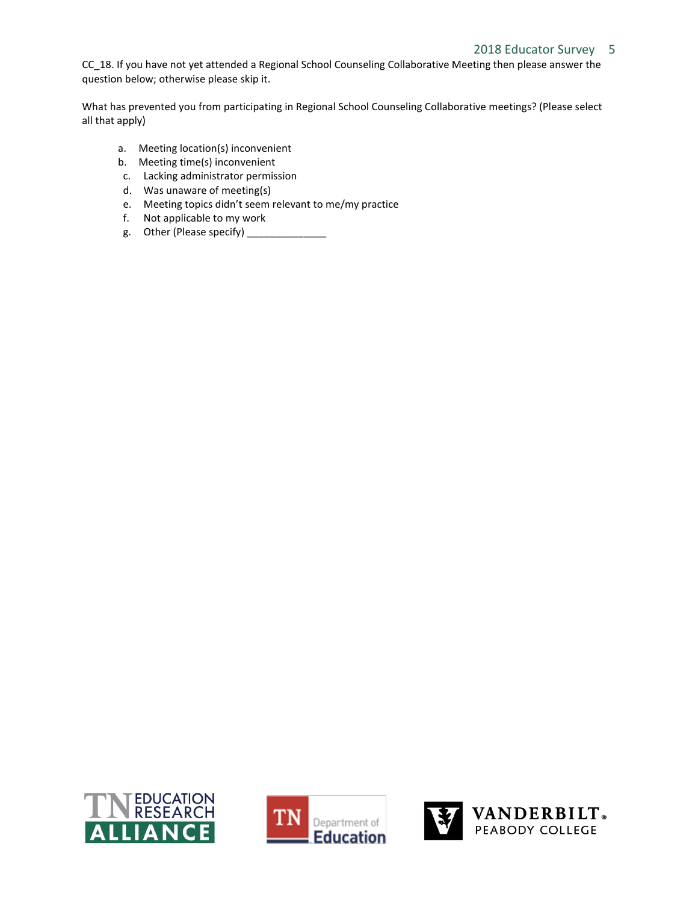CC_18. If you have not yet attended a Regional School Counseling Collaborative Meeting then please answer the question below; otherwise please skip it.

What has prevented you from participating in Regional School Counseling Collaborative meetings? (Please select all that apply)

a. Meeting location(s) inconvenient
b. Meeting time(s) inconvenient
c. Lacking administrator permission
d. Was unaware of meeting(s)
e. Meeting topics didn't seem relevant to me/my practice
f. Not applicable to my work
g. Other (Please specify) ______________